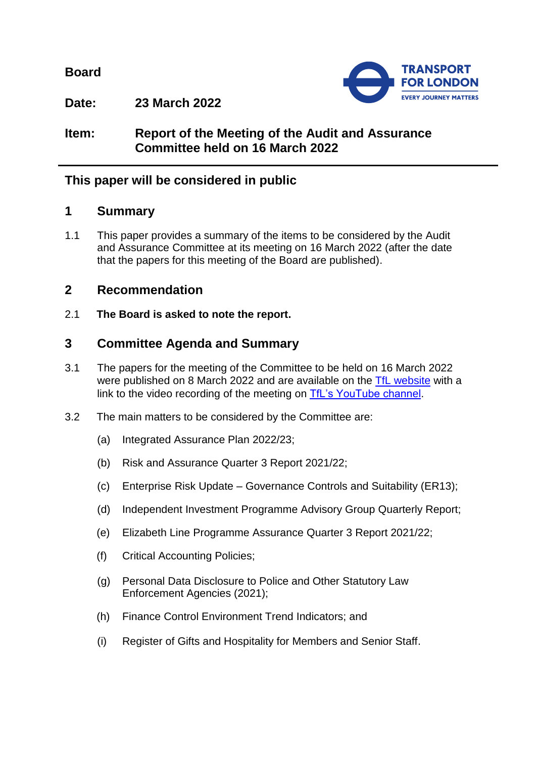**Board**

**Date:** **23 March 2022**

**Item:** **Report of the Meeting of the Audit and Assurance Committee held on 16 March 2022**

---

## This paper will be considered in public

## 1 Summary

1.1 This paper provides a summary of the items to be considered by the Audit and Assurance Committee at its meeting on 16 March 2022 (after the date that the papers for this meeting of the Board are published).

## 2 Recommendation

2.1 **The Board is asked to note the report.**

## 3 Committee Agenda and Summary

3.1 The papers for the meeting of the Committee to be held on 16 March 2022 were published on 8 March 2022 and are available on the [TfL website]() with a link to the video recording of the meeting on [TfL's YouTube channel]().

3.2 The main matters to be considered by the Committee are:

(a) Integrated Assurance Plan 2022/23;

(b) Risk and Assurance Quarter 3 Report 2021/22;

(c) Enterprise Risk Update – Governance Controls and Suitability (ER13);

(d) Independent Investment Programme Advisory Group Quarterly Report;

(e) Elizabeth Line Programme Assurance Quarter 3 Report 2021/22;

(f) Critical Accounting Policies;

(g) Personal Data Disclosure to Police and Other Statutory Law Enforcement Agencies (2021);

(h) Finance Control Environment Trend Indicators; and

(i) Register of Gifts and Hospitality for Members and Senior Staff.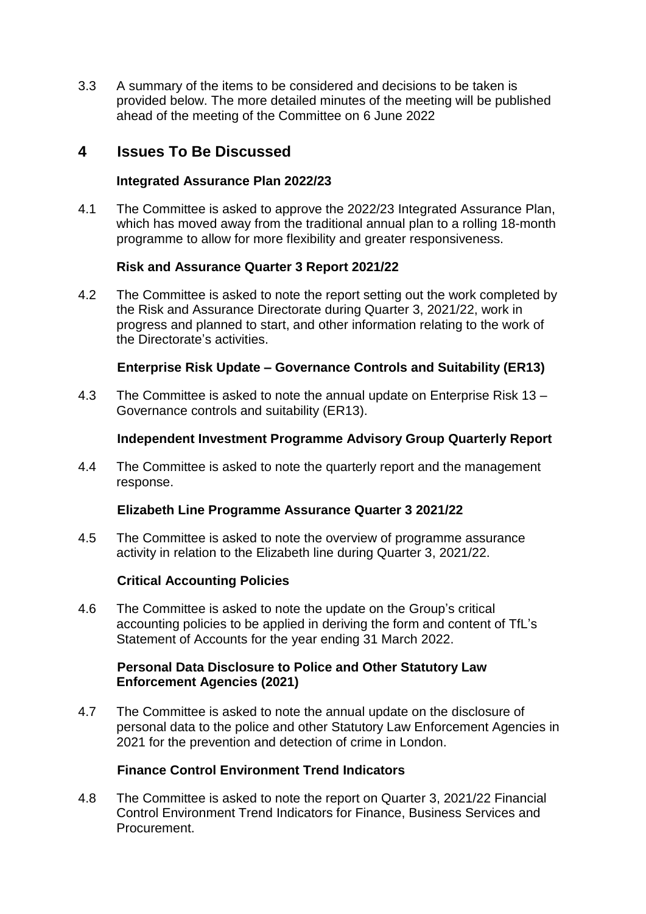3.3 A summary of the items to be considered and decisions to be taken is provided below. The more detailed minutes of the meeting will be published ahead of the meeting of the Committee on 6 June 2022

## 4 Issues To Be Discussed

**Integrated Assurance Plan 2022/23**

4.1 The Committee is asked to approve the 2022/23 Integrated Assurance Plan, which has moved away from the traditional annual plan to a rolling 18-month programme to allow for more flexibility and greater responsiveness.

**Risk and Assurance Quarter 3 Report 2021/22**

4.2 The Committee is asked to note the report setting out the work completed by the Risk and Assurance Directorate during Quarter 3, 2021/22, work in progress and planned to start, and other information relating to the work of the Directorate's activities.

**Enterprise Risk Update – Governance Controls and Suitability (ER13)**

4.3 The Committee is asked to note the annual update on Enterprise Risk 13 – Governance controls and suitability (ER13).

**Independent Investment Programme Advisory Group Quarterly Report**

4.4 The Committee is asked to note the quarterly report and the management response.

**Elizabeth Line Programme Assurance Quarter 3 2021/22**

4.5 The Committee is asked to note the overview of programme assurance activity in relation to the Elizabeth line during Quarter 3, 2021/22.

**Critical Accounting Policies**

4.6 The Committee is asked to note the update on the Group's critical accounting policies to be applied in deriving the form and content of TfL's Statement of Accounts for the year ending 31 March 2022.

**Personal Data Disclosure to Police and Other Statutory Law Enforcement Agencies (2021)**

4.7 The Committee is asked to note the annual update on the disclosure of personal data to the police and other Statutory Law Enforcement Agencies in 2021 for the prevention and detection of crime in London.

**Finance Control Environment Trend Indicators**

4.8 The Committee is asked to note the report on Quarter 3, 2021/22 Financial Control Environment Trend Indicators for Finance, Business Services and Procurement.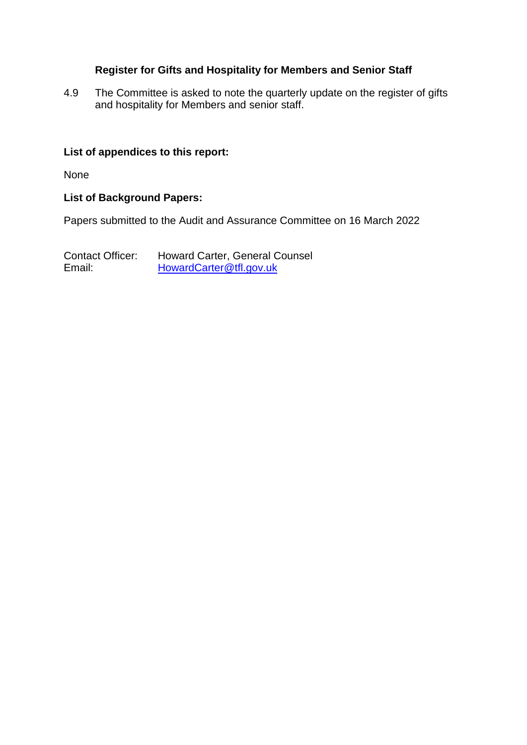### Register for Gifts and Hospitality for Members and Senior Staff

4.9 The Committee is asked to note the quarterly update on the register of gifts and hospitality for Members and senior staff.

**List of appendices to this report:**

None

**List of Background Papers:**

Papers submitted to the Audit and Assurance Committee on 16 March 2022

Contact Officer: Howard Carter, General Counsel
Email: HowardCarter@tfl.gov.uk